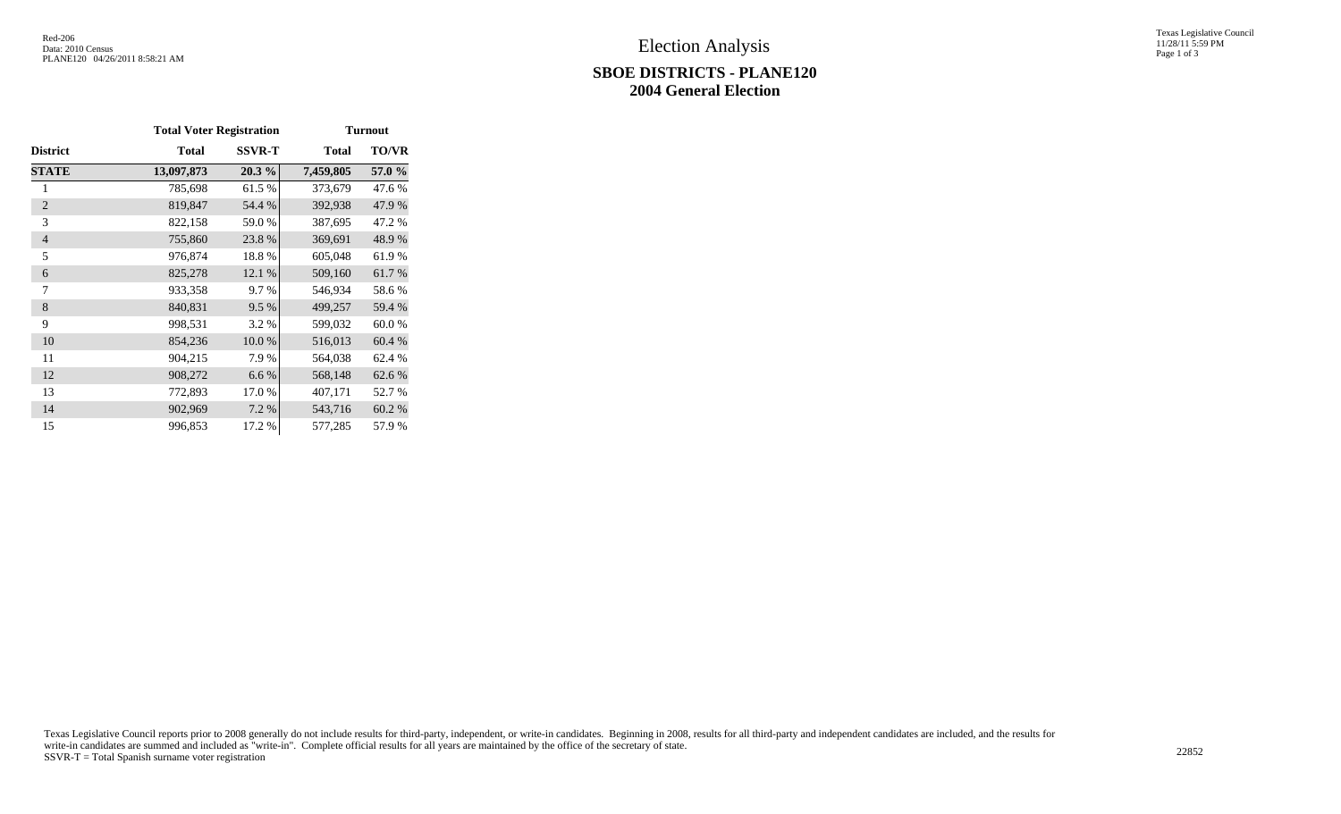Red-206
Data: 2010 Census
PLANE120 04/26/2011 8:58:21 AM

# Election Analysis

## SBOE DISTRICTS - PLANE120
## 2004 General Election

Texas Legislative Council
11/28/11 5:59 PM

| | Total Voter Registration | | Turnout | |
|---|---|---|---|---|
| **District** | **Total** | **SSVR-T** | **Total** | **TO/VR** |
| **STATE** | **13,097,873** | **20.3 %** | **7,459,805** | **57.0 %** |
| 1 | 785,698 | 61.5 % | 373,679 | 47.6 % |
| 2 | 819,847 | 54.4 % | 392,938 | 47.9 % |
| 3 | 822,158 | 59.0 % | 387,695 | 47.2 % |
| 4 | 755,860 | 23.8 % | 369,691 | 48.9 % |
| 5 | 976,874 | 18.8 % | 605,048 | 61.9 % |
| 6 | 825,278 | 12.1 % | 509,160 | 61.7 % |
| 7 | 933,358 | 9.7 % | 546,934 | 58.6 % |
| 8 | 840,831 | 9.5 % | 499,257 | 59.4 % |
| 9 | 998,531 | 3.2 % | 599,032 | 60.0 % |
| 10 | 854,236 | 10.0 % | 516,013 | 60.4 % |
| 11 | 904,215 | 7.9 % | 564,038 | 62.4 % |
| 12 | 908,272 | 6.6 % | 568,148 | 62.6 % |
| 13 | 772,893 | 17.0 % | 407,171 | 52.7 % |
| 14 | 902,969 | 7.2 % | 543,716 | 60.2 % |
| 15 | 996,853 | 17.2 % | 577,285 | 57.9 % |

Texas Legislative Council reports prior to 2008 generally do not include results for third-party, independent, or write-in candidates. Beginning in 2008, results for all third-party and independent candidates are included, and the results for write-in candidates are summed and included as "write-in". Complete official results for all years are maintained by the office of the secretary of state.
SSVR-T = Total Spanish surname voter registration

22852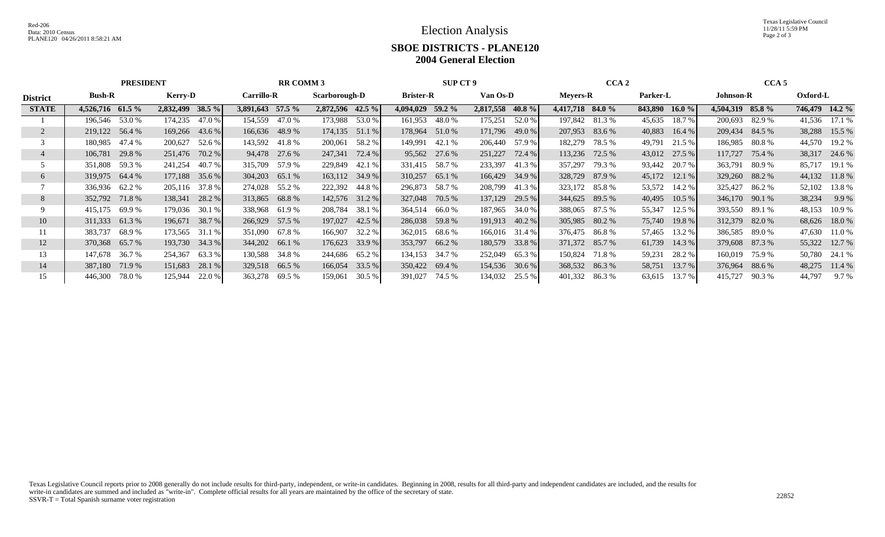# Election Analysis

## SBOE DISTRICTS - PLANE120
## 2004 General Election

| District | PRESIDENT | | | | RR COMM 3 | | | | SUP CT 9 | | | | CCA 2 | | | | CCA 5 | | | |
|---|---|---|---|---|---|---|---|---|---|---|---|---|---|---|---|---|---|---|---|---|
| | Bush-R | | Kerry-D | | Carrillo-R | | Scarborough-D | | Brister-R | | Van Os-D | | Meyers-R | | Parker-L | | Johnson-R | | Oxford-L | |
| **STATE** | **4,526,716** | **61.5 %** | **2,832,499** | **38.5 %** | **3,891,643** | **57.5 %** | **2,872,596** | **42.5 %** | **4,094,029** | **59.2 %** | **2,817,558** | **40.8 %** | **4,417,718** | **84.0 %** | **843,890** | **16.0 %** | **4,504,319** | **85.8 %** | **746,479** | **14.2 %** |
| 1 | 196,546 | 53.0 % | 174,235 | 47.0 % | 154,559 | 47.0 % | 173,988 | 53.0 % | 161,953 | 48.0 % | 175,251 | 52.0 % | 197,842 | 81.3 % | 45,635 | 18.7 % | 200,693 | 82.9 % | 41,536 | 17.1 % |
| 2 | 219,122 | 56.4 % | 169,266 | 43.6 % | 166,636 | 48.9 % | 174,135 | 51.1 % | 178,964 | 51.0 % | 171,796 | 49.0 % | 207,953 | 83.6 % | 40,883 | 16.4 % | 209,434 | 84.5 % | 38,288 | 15.5 % |
| 3 | 180,985 | 47.4 % | 200,627 | 52.6 % | 143,592 | 41.8 % | 200,061 | 58.2 % | 149,991 | 42.1 % | 206,440 | 57.9 % | 182,279 | 78.5 % | 49,791 | 21.5 % | 186,985 | 80.8 % | 44,570 | 19.2 % |
| 4 | 106,781 | 29.8 % | 251,476 | 70.2 % | 94,478 | 27.6 % | 247,341 | 72.4 % | 95,562 | 27.6 % | 251,227 | 72.4 % | 113,236 | 72.5 % | 43,012 | 27.5 % | 117,727 | 75.4 % | 38,317 | 24.6 % |
| 5 | 351,808 | 59.3 % | 241,254 | 40.7 % | 315,709 | 57.9 % | 229,849 | 42.1 % | 331,415 | 58.7 % | 233,397 | 41.3 % | 357,297 | 79.3 % | 93,442 | 20.7 % | 363,791 | 80.9 % | 85,717 | 19.1 % |
| 6 | 319,975 | 64.4 % | 177,188 | 35.6 % | 304,203 | 65.1 % | 163,112 | 34.9 % | 310,257 | 65.1 % | 166,429 | 34.9 % | 328,729 | 87.9 % | 45,172 | 12.1 % | 329,260 | 88.2 % | 44,132 | 11.8 % |
| 7 | 336,936 | 62.2 % | 205,116 | 37.8 % | 274,028 | 55.2 % | 222,392 | 44.8 % | 296,873 | 58.7 % | 208,799 | 41.3 % | 323,172 | 85.8 % | 53,572 | 14.2 % | 325,427 | 86.2 % | 52,102 | 13.8 % |
| 8 | 352,792 | 71.8 % | 138,341 | 28.2 % | 313,865 | 68.8 % | 142,576 | 31.2 % | 327,048 | 70.5 % | 137,129 | 29.5 % | 344,625 | 89.5 % | 40,495 | 10.5 % | 346,170 | 90.1 % | 38,234 | 9.9 % |
| 9 | 415,175 | 69.9 % | 179,036 | 30.1 % | 338,968 | 61.9 % | 208,784 | 38.1 % | 364,514 | 66.0 % | 187,965 | 34.0 % | 388,065 | 87.5 % | 55,347 | 12.5 % | 393,550 | 89.1 % | 48,153 | 10.9 % |
| 10 | 311,333 | 61.3 % | 196,671 | 38.7 % | 266,929 | 57.5 % | 197,027 | 42.5 % | 286,038 | 59.8 % | 191,913 | 40.2 % | 305,985 | 80.2 % | 75,740 | 19.8 % | 312,379 | 82.0 % | 68,626 | 18.0 % |
| 11 | 383,737 | 68.9 % | 173,565 | 31.1 % | 351,090 | 67.8 % | 166,907 | 32.2 % | 362,015 | 68.6 % | 166,016 | 31.4 % | 376,475 | 86.8 % | 57,465 | 13.2 % | 386,585 | 89.0 % | 47,630 | 11.0 % |
| 12 | 370,368 | 65.7 % | 193,730 | 34.3 % | 344,202 | 66.1 % | 176,623 | 33.9 % | 353,797 | 66.2 % | 180,579 | 33.8 % | 371,372 | 85.7 % | 61,739 | 14.3 % | 379,608 | 87.3 % | 55,322 | 12.7 % |
| 13 | 147,678 | 36.7 % | 254,367 | 63.3 % | 130,588 | 34.8 % | 244,686 | 65.2 % | 134,153 | 34.7 % | 252,049 | 65.3 % | 150,824 | 71.8 % | 59,231 | 28.2 % | 160,019 | 75.9 % | 50,780 | 24.1 % |
| 14 | 387,180 | 71.9 % | 151,683 | 28.1 % | 329,518 | 66.5 % | 166,054 | 33.5 % | 350,422 | 69.4 % | 154,536 | 30.6 % | 368,532 | 86.3 % | 58,751 | 13.7 % | 376,964 | 88.6 % | 48,275 | 11.4 % |
| 15 | 446,300 | 78.0 % | 125,944 | 22.0 % | 363,278 | 69.5 % | 159,061 | 30.5 % | 391,027 | 74.5 % | 134,032 | 25.5 % | 401,332 | 86.3 % | 63,615 | 13.7 % | 415,727 | 90.3 % | 44,797 | 9.7 % |

Texas Legislative Council reports prior to 2008 generally do not include results for third-party, independent, or write-in candidates. Beginning in 2008, results for all third-party and independent candidates are included, and the results for write-in candidates are summed and included as "write-in". Complete official results for all years are maintained by the office of the secretary of state.
SSVR-T = Total Spanish surname voter registration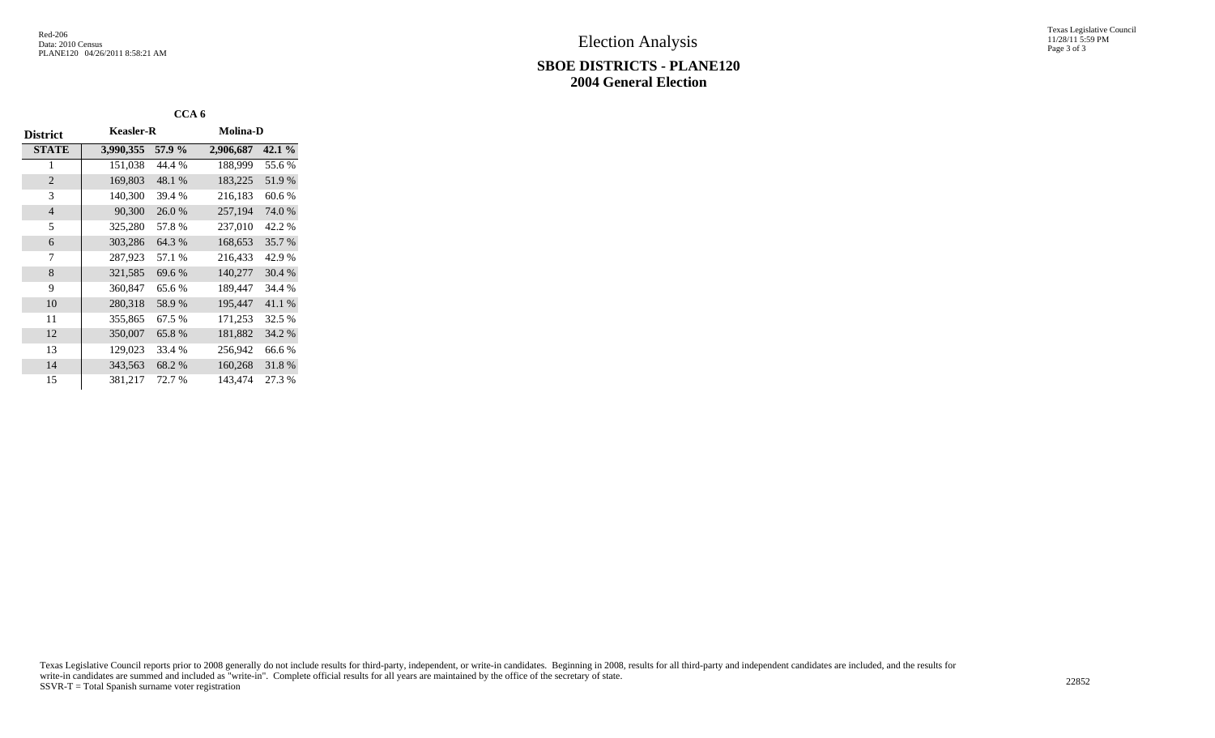# Election Analysis

## SBOE DISTRICTS - PLANE120
## 2004 General Election

| | CCA 6 | | | |
|---|---|---|---|---|
| **District** | **Keasler-R** | | **Molina-D** | |
| **STATE** | **3,990,355** | **57.9 %** | **2,906,687** | **42.1 %** |
| 1 | 151,038 | 44.4 % | 188,999 | 55.6 % |
| 2 | 169,803 | 48.1 % | 183,225 | 51.9 % |
| 3 | 140,300 | 39.4 % | 216,183 | 60.6 % |
| 4 | 90,300 | 26.0 % | 257,194 | 74.0 % |
| 5 | 325,280 | 57.8 % | 237,010 | 42.2 % |
| 6 | 303,286 | 64.3 % | 168,653 | 35.7 % |
| 7 | 287,923 | 57.1 % | 216,433 | 42.9 % |
| 8 | 321,585 | 69.6 % | 140,277 | 30.4 % |
| 9 | 360,847 | 65.6 % | 189,447 | 34.4 % |
| 10 | 280,318 | 58.9 % | 195,447 | 41.1 % |
| 11 | 355,865 | 67.5 % | 171,253 | 32.5 % |
| 12 | 350,007 | 65.8 % | 181,882 | 34.2 % |
| 13 | 129,023 | 33.4 % | 256,942 | 66.6 % |
| 14 | 343,563 | 68.2 % | 160,268 | 31.8 % |
| 15 | 381,217 | 72.7 % | 143,474 | 27.3 % |

Texas Legislative Council reports prior to 2008 generally do not include results for third-party, independent, or write-in candidates. Beginning in 2008, results for all third-party and independent candidates are included, and the results for write-in candidates are summed and included as "write-in". Complete official results for all years are maintained by the office of the secretary of state.
SSVR-T = Total Spanish surname voter registration